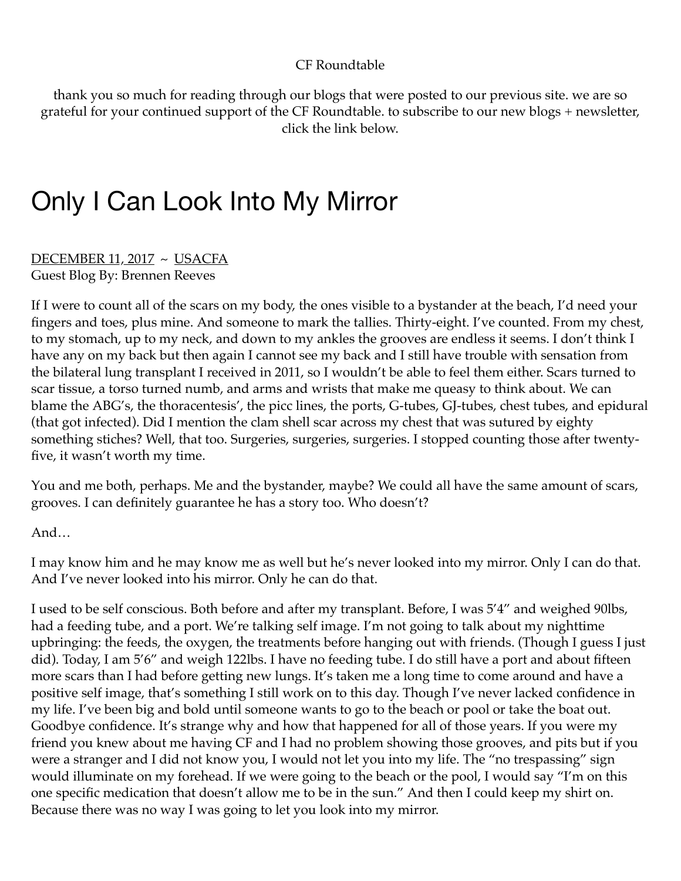CF Roundtable

thank you so much for reading through our blogs that were posted to our previous site. we are so grateful for your continued support of the CF Roundtable. to subscribe to our new blogs + newsletter, click the link below.

# Only I Can Look Into My Mirror

DECEMBER 11, 2017 ~ USACFA

Guest Blog By: Brennen Reeves

If I were to count all of the scars on my body, the ones visible to a bystander at the beach, I'd need your fingers and toes, plus mine. And someone to mark the tallies. Thirty-eight. I've counted. From my chest, to my stomach, up to my neck, and down to my ankles the grooves are endless it seems. I don't think I have any on my back but then again I cannot see my back and I still have trouble with sensation from the bilateral lung transplant I received in 2011, so I wouldn't be able to feel them either. Scars turned to scar tissue, a torso turned numb, and arms and wrists that make me queasy to think about. We can blame the ABG's, the thoracentesis', the picc lines, the ports, G-tubes, GJ-tubes, chest tubes, and epidural (that got infected). Did I mention the clam shell scar across my chest that was sutured by eighty something stiches? Well, that too. Surgeries, surgeries, surgeries. I stopped counting those after twenty-five, it wasn't worth my time.

You and me both, perhaps. Me and the bystander, maybe? We could all have the same amount of scars, grooves. I can definitely guarantee he has a story too. Who doesn't?

And…

I may know him and he may know me as well but he's never looked into my mirror. Only I can do that. And I've never looked into his mirror. Only he can do that.

I used to be self conscious. Both before and after my transplant. Before, I was 5'4" and weighed 90lbs, had a feeding tube, and a port. We're talking self image. I'm not going to talk about my nighttime upbringing: the feeds, the oxygen, the treatments before hanging out with friends. (Though I guess I just did). Today, I am 5'6" and weigh 122lbs. I have no feeding tube. I do still have a port and about fifteen more scars than I had before getting new lungs. It's taken me a long time to come around and have a positive self image, that's something I still work on to this day. Though I've never lacked confidence in my life. I've been big and bold until someone wants to go to the beach or pool or take the boat out. Goodbye confidence. It's strange why and how that happened for all of those years. If you were my friend you knew about me having CF and I had no problem showing those grooves, and pits but if you were a stranger and I did not know you, I would not let you into my life. The "no trespassing" sign would illuminate on my forehead. If we were going to the beach or the pool, I would say "I'm on this one specific medication that doesn't allow me to be in the sun." And then I could keep my shirt on. Because there was no way I was going to let you look into my mirror.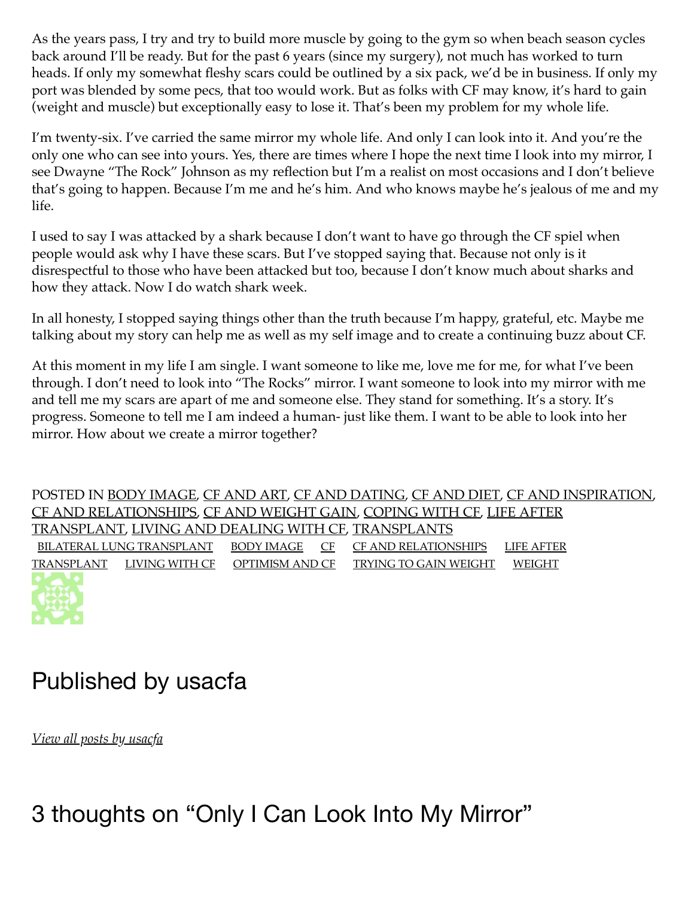As the years pass, I try and try to build more muscle by going to the gym so when beach season cycles back around I'll be ready. But for the past 6 years (since my surgery), not much has worked to turn heads. If only my somewhat fleshy scars could be outlined by a six pack, we'd be in business. If only my port was blended by some pecs, that too would work. But as folks with CF may know, it's hard to gain (weight and muscle) but exceptionally easy to lose it. That's been my problem for my whole life.

I'm twenty-six. I've carried the same mirror my whole life. And only I can look into it. And you're the only one who can see into yours. Yes, there are times where I hope the next time I look into my mirror, I see Dwayne "The Rock" Johnson as my reflection but I'm a realist on most occasions and I don't believe that's going to happen. Because I'm me and he's him. And who knows maybe he's jealous of me and my life.

I used to say I was attacked by a shark because I don't want to have go through the CF spiel when people would ask why I have these scars. But I've stopped saying that. Because not only is it disrespectful to those who have been attacked but too, because I don't know much about sharks and how they attack. Now I do watch shark week.

In all honesty, I stopped saying things other than the truth because I'm happy, grateful, etc. Maybe me talking about my story can help me as well as my self image and to create a continuing buzz about CF.

At this moment in my life I am single. I want someone to like me, love me for me, for what I've been through. I don't need to look into "The Rocks" mirror. I want someone to look into my mirror with me and tell me my scars are apart of me and someone else. They stand for something. It's a story. It's progress. Someone to tell me I am indeed a human- just like them. I want to be able to look into her mirror. How about we create a mirror together?

POSTED IN BODY IMAGE, CF AND ART, CF AND DATING, CF AND DIET, CF AND INSPIRATION, CF AND RELATIONSHIPS, CF AND WEIGHT GAIN, COPING WITH CF, LIFE AFTER TRANSPLANT, LIVING AND DEALING WITH CF, TRANSPLANTS

BILATERAL LUNG TRANSPLANT   BODY IMAGE   CF   CF AND RELATIONSHIPS   LIFE AFTER TRANSPLANT   LIVING WITH CF   OPTIMISM AND CF   TRYING TO GAIN WEIGHT   WEIGHT

## Published by usacfa

*View all posts by usacfa*

## 3 thoughts on "Only I Can Look Into My Mirror"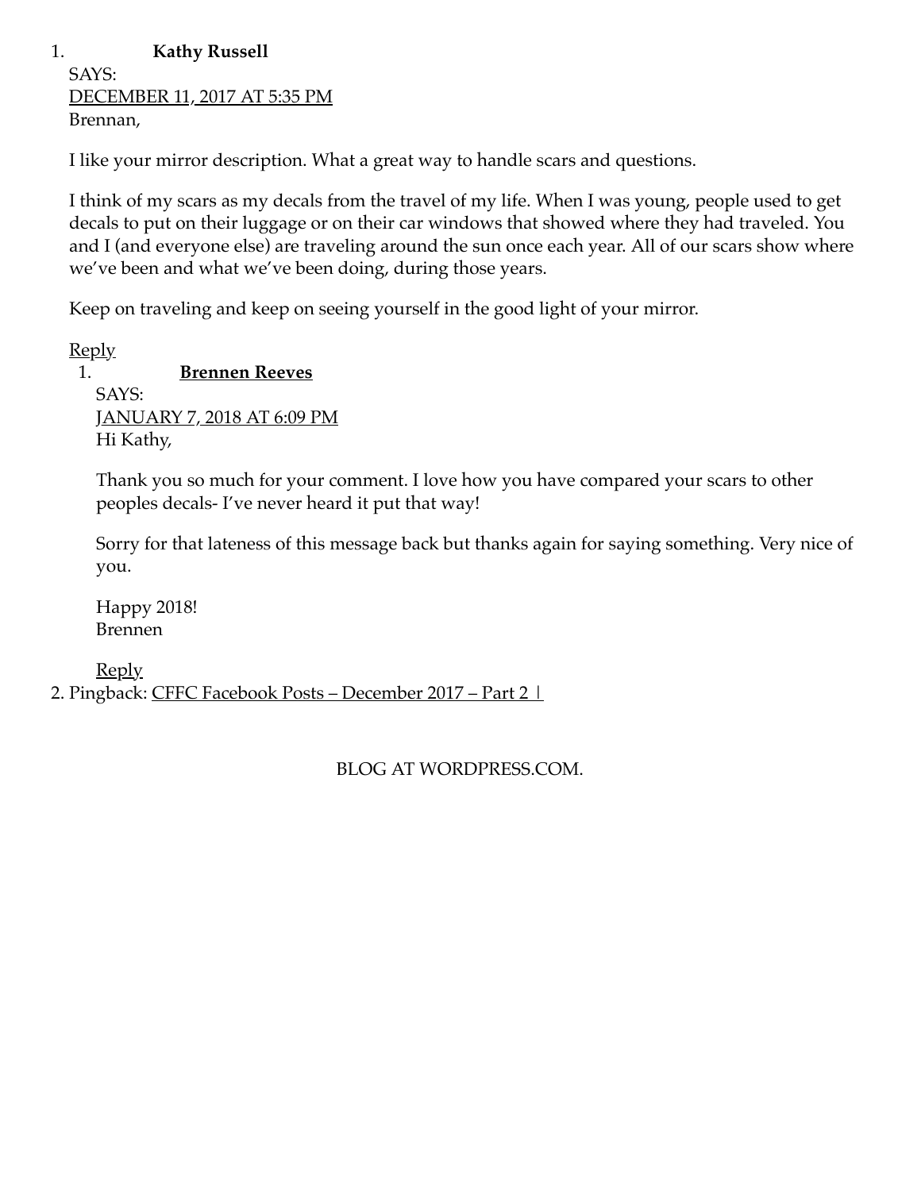1. **Kathy Russell**

   SAYS:

   DECEMBER 11, 2017 AT 5:35 PM

   Brennan,

   I like your mirror description. What a great way to handle scars and questions.

   I think of my scars as my decals from the travel of my life. When I was young, people used to get decals to put on their luggage or on their car windows that showed where they had traveled. You and I (and everyone else) are traveling around the sun once each year. All of our scars show where we've been and what we've been doing, during those years.

   Keep on traveling and keep on seeing yourself in the good light of your mirror.

   Reply

   1. **Brennen Reeves**

      SAYS:

      JANUARY 7, 2018 AT 6:09 PM

      Hi Kathy,

      Thank you so much for your comment. I love how you have compared your scars to other peoples decals- I've never heard it put that way!

      Sorry for that lateness of this message back but thanks again for saying something. Very nice of you.

      Happy 2018!
      Brennen

      Reply

2. Pingback: CFFC Facebook Posts – December 2017 – Part 2 |

BLOG AT WORDPRESS.COM.